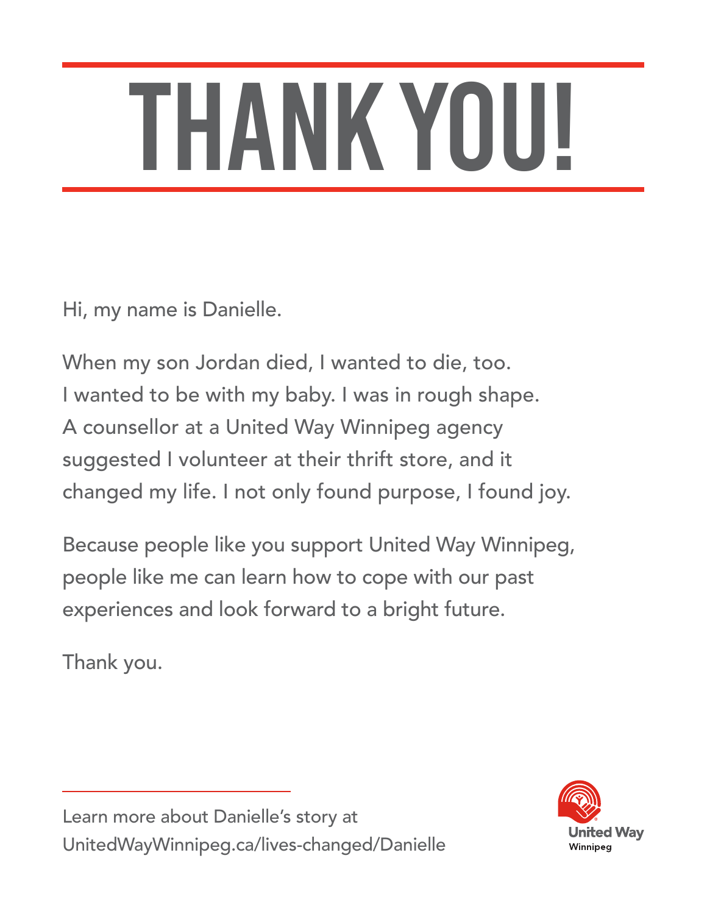# THANK YOU!

Hi, my name is Danielle.

When my son Jordan died, I wanted to die, too. I wanted to be with my baby. I was in rough shape. A counsellor at a United Way Winnipeg agency suggested I volunteer at their thrift store, and it changed my life. I not only found purpose, I found joy.

Because people like you support United Way Winnipeg, people like me can learn how to cope with our past experiences and look forward to a bright future.

Thank you.

---

Learn more about Danielle's story at UnitedWayWinnipeg.ca/lives-changed/Danielle

United Way Winnipeg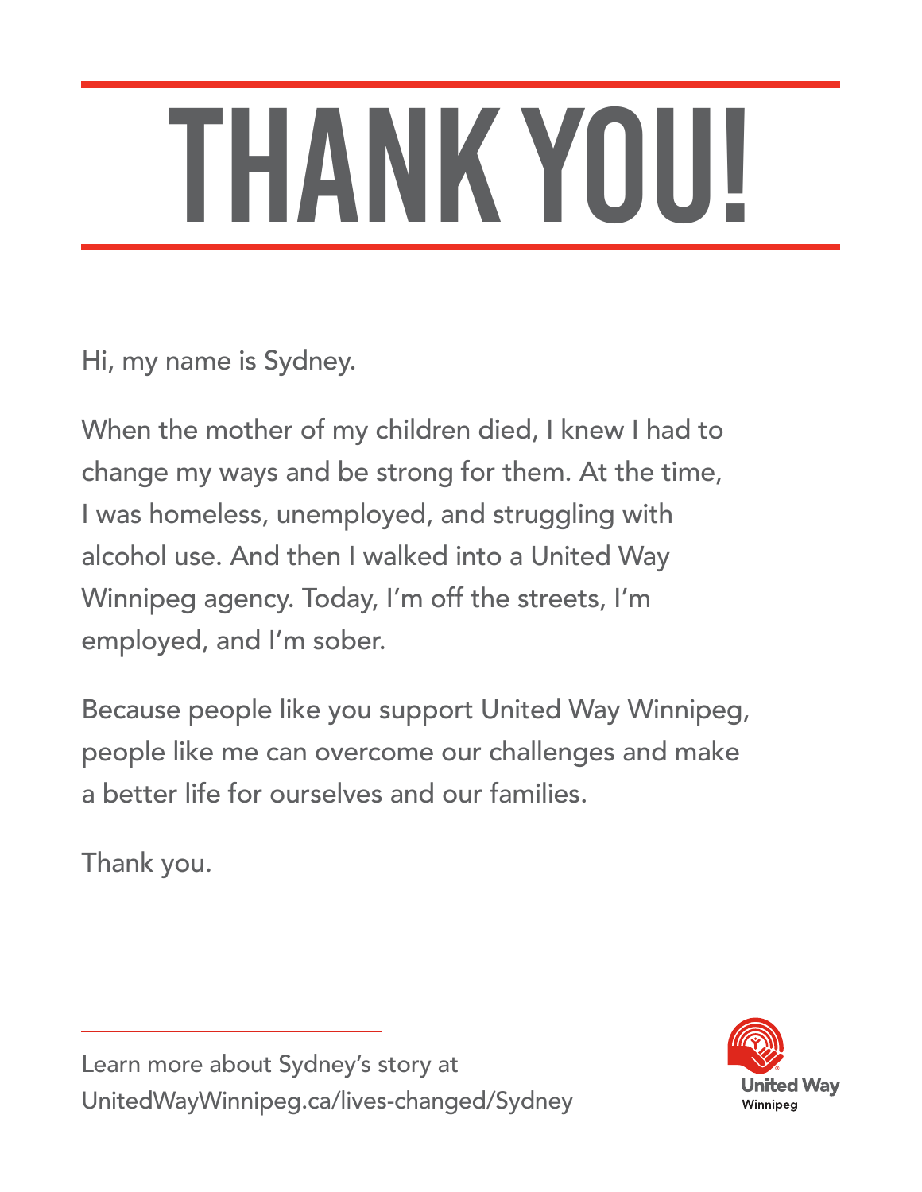# THANK YOU!

Hi, my name is Sydney.

When the mother of my children died, I knew I had to change my ways and be strong for them. At the time, I was homeless, unemployed, and struggling with alcohol use. And then I walked into a United Way Winnipeg agency. Today, I'm off the streets, I'm employed, and I'm sober.

Because people like you support United Way Winnipeg, people like me can overcome our challenges and make a better life for ourselves and our families.

Thank you.

---

Learn more about Sydney's story at UnitedWayWinnipeg.ca/lives-changed/Sydney

United Way Winnipeg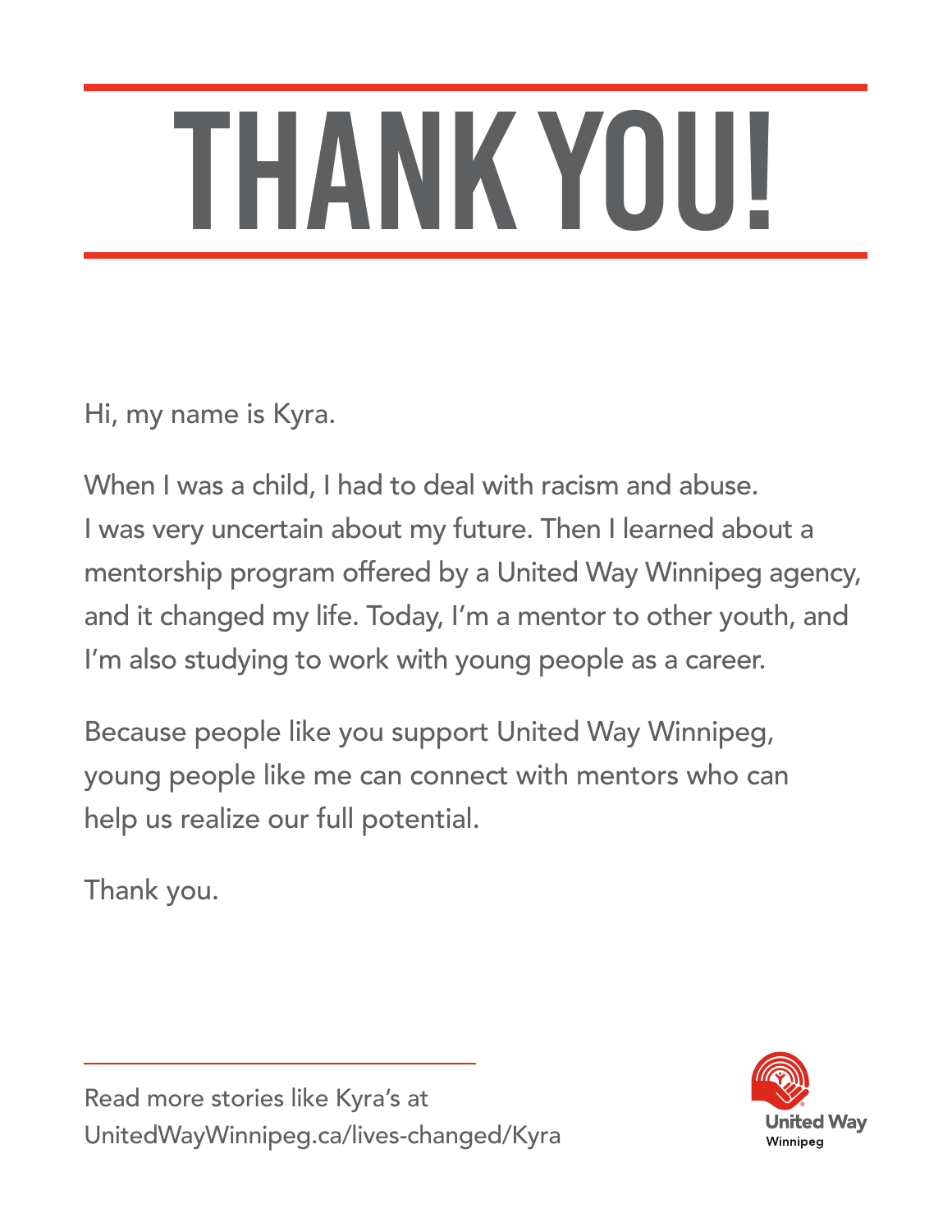# THANK YOU!

Hi, my name is Kyra.

When I was a child, I had to deal with racism and abuse. I was very uncertain about my future. Then I learned about a mentorship program offered by a United Way Winnipeg agency, and it changed my life. Today, I'm a mentor to other youth, and I'm also studying to work with young people as a career.

Because people like you support United Way Winnipeg, young people like me can connect with mentors who can help us realize our full potential.

Thank you.

Read more stories like Kyra's at UnitedWayWinnipeg.ca/lives-changed/Kyra

United Way Winnipeg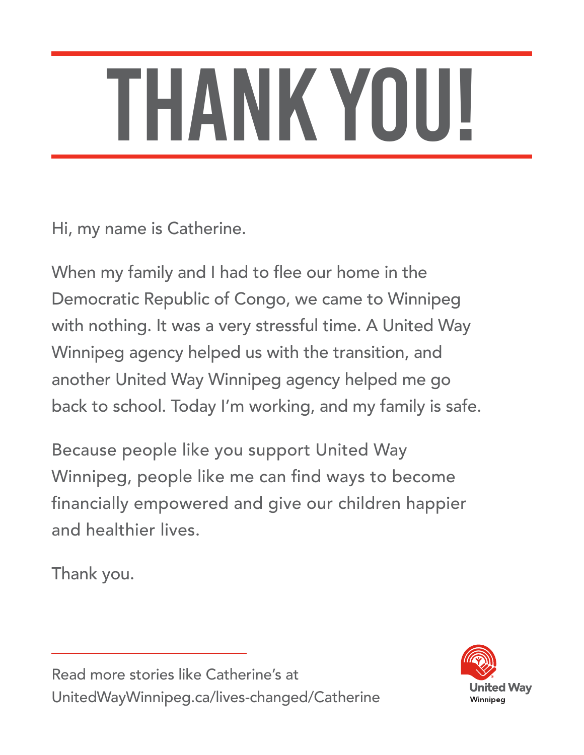# THANK YOU!

Hi, my name is Catherine.

When my family and I had to flee our home in the Democratic Republic of Congo, we came to Winnipeg with nothing. It was a very stressful time. A United Way Winnipeg agency helped us with the transition, and another United Way Winnipeg agency helped me go back to school. Today I'm working, and my family is safe.

Because people like you support United Way Winnipeg, people like me can find ways to become financially empowered and give our children happier and healthier lives.

Thank you.

---

Read more stories like Catherine's at UnitedWayWinnipeg.ca/lives-changed/Catherine

United Way Winnipeg